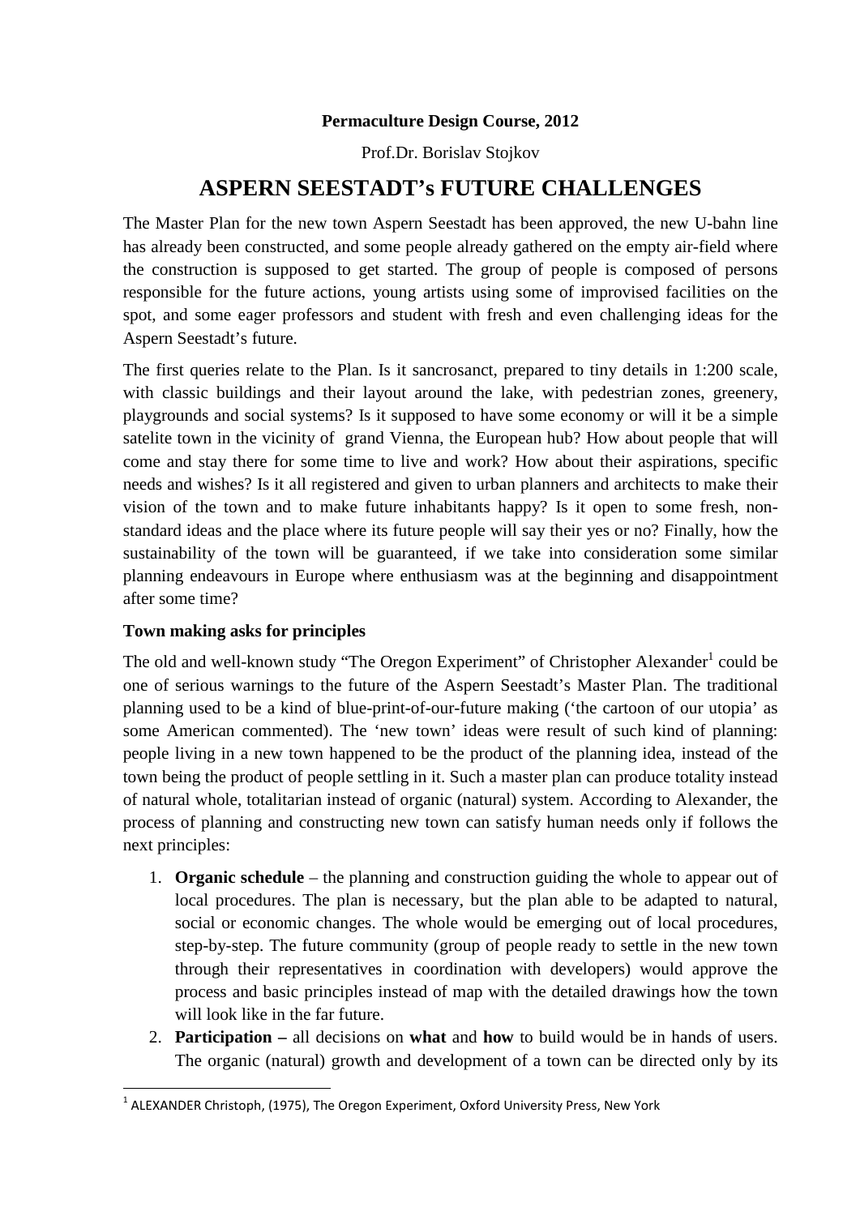**Permaculture Design Course, 2012**

Prof.Dr. Borislav Stojkov

# ASPERN SEESTADT's FUTURE CHALLENGES

The Master Plan for the new town Aspern Seestadt has been approved, the new U-bahn line has already been constructed, and some people already gathered on the empty air-field where the construction is supposed to get started. The group of people is composed of persons responsible for the future actions, young artists using some of improvised facilities on the spot, and some eager professors and student with fresh and even challenging ideas for the Aspern Seestadt's future.

The first queries relate to the Plan. Is it sancrosanct, prepared to tiny details in 1:200 scale, with classic buildings and their layout around the lake, with pedestrian zones, greenery, playgrounds and social systems? Is it supposed to have some economy or will it be a simple satelite town in the vicinity of grand Vienna, the European hub? How about people that will come and stay there for some time to live and work? How about their aspirations, specific needs and wishes? Is it all registered and given to urban planners and architects to make their vision of the town and to make future inhabitants happy? Is it open to some fresh, non-standard ideas and the place where its future people will say their yes or no? Finally, how the sustainability of the town will be guaranteed, if we take into consideration some similar planning endeavours in Europe where enthusiasm was at the beginning and disappointment after some time?

### Town making asks for principles

The old and well-known study "The Oregon Experiment" of Christopher Alexander[1] could be one of serious warnings to the future of the Aspern Seestadt's Master Plan. The traditional planning used to be a kind of blue-print-of-our-future making ('the cartoon of our utopia' as some American commented). The 'new town' ideas were result of such kind of planning: people living in a new town happened to be the product of the planning idea, instead of the town being the product of people settling in it. Such a master plan can produce totality instead of natural whole, totalitarian instead of organic (natural) system. According to Alexander, the process of planning and constructing new town can satisfy human needs only if follows the next principles:

1. **Organic schedule** – the planning and construction guiding the whole to appear out of local procedures. The plan is necessary, but the plan able to be adapted to natural, social or economic changes. The whole would be emerging out of local procedures, step-by-step. The future community (group of people ready to settle in the new town through their representatives in coordination with developers) would approve the process and basic principles instead of map with the detailed drawings how the town will look like in the far future.
2. **Participation –** all decisions on **what** and **how** to build would be in hands of users. The organic (natural) growth and development of a town can be directed only by its

[1] ALEXANDER Christoph, (1975), The Oregon Experiment, Oxford University Press, New York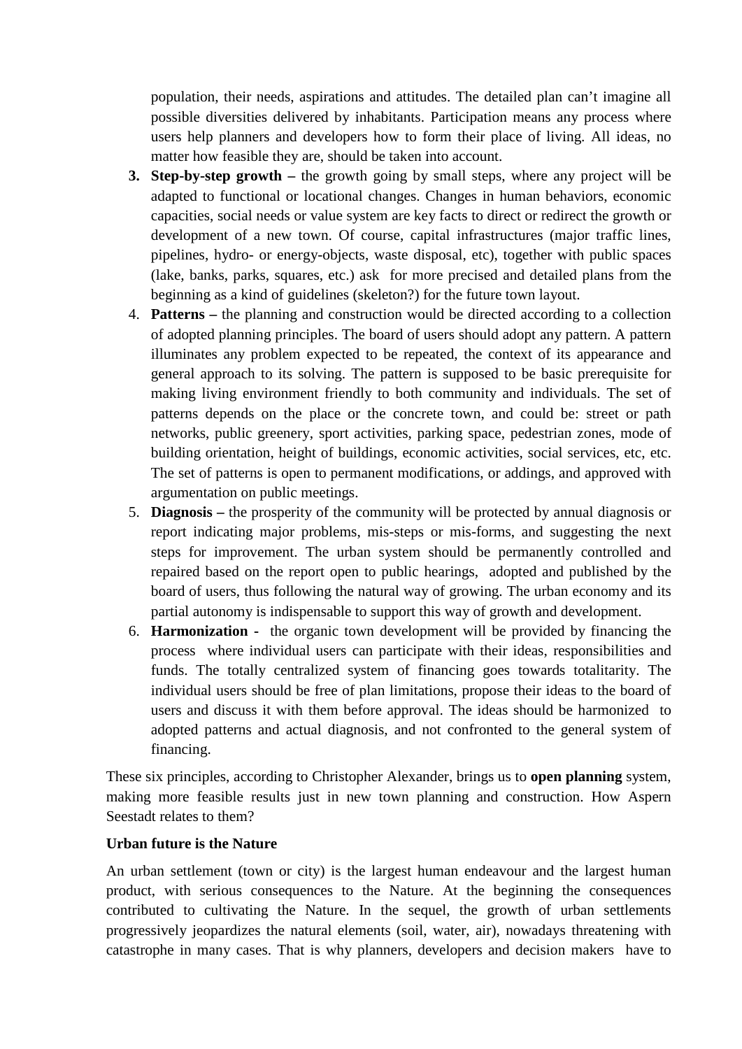population, their needs, aspirations and attitudes. The detailed plan can't imagine all possible diversities delivered by inhabitants. Participation means any process where users help planners and developers how to form their place of living. All ideas, no matter how feasible they are, should be taken into account.

3. **Step-by-step growth –** the growth going by small steps, where any project will be adapted to functional or locational changes. Changes in human behaviors, economic capacities, social needs or value system are key facts to direct or redirect the growth or development of a new town. Of course, capital infrastructures (major traffic lines, pipelines, hydro- or energy-objects, waste disposal, etc), together with public spaces (lake, banks, parks, squares, etc.) ask for more precised and detailed plans from the beginning as a kind of guidelines (skeleton?) for the future town layout.
4. **Patterns –** the planning and construction would be directed according to a collection of adopted planning principles. The board of users should adopt any pattern. A pattern illuminates any problem expected to be repeated, the context of its appearance and general approach to its solving. The pattern is supposed to be basic prerequisite for making living environment friendly to both community and individuals. The set of patterns depends on the place or the concrete town, and could be: street or path networks, public greenery, sport activities, parking space, pedestrian zones, mode of building orientation, height of buildings, economic activities, social services, etc, etc. The set of patterns is open to permanent modifications, or addings, and approved with argumentation on public meetings.
5. **Diagnosis –** the prosperity of the community will be protected by annual diagnosis or report indicating major problems, mis-steps or mis-forms, and suggesting the next steps for improvement. The urban system should be permanently controlled and repaired based on the report open to public hearings, adopted and published by the board of users, thus following the natural way of growing. The urban economy and its partial autonomy is indispensable to support this way of growth and development.
6. **Harmonization -** the organic town development will be provided by financing the process where individual users can participate with their ideas, responsibilities and funds. The totally centralized system of financing goes towards totalitarity. The individual users should be free of plan limitations, propose their ideas to the board of users and discuss it with them before approval. The ideas should be harmonized to adopted patterns and actual diagnosis, and not confronted to the general system of financing.

These six principles, according to Christopher Alexander, brings us to **open planning** system, making more feasible results just in new town planning and construction. How Aspern Seestadt relates to them?

**Urban future is the Nature**

An urban settlement (town or city) is the largest human endeavour and the largest human product, with serious consequences to the Nature. At the beginning the consequences contributed to cultivating the Nature. In the sequel, the growth of urban settlements progressively jeopardizes the natural elements (soil, water, air), nowadays threatening with catastrophe in many cases. That is why planners, developers and decision makers have to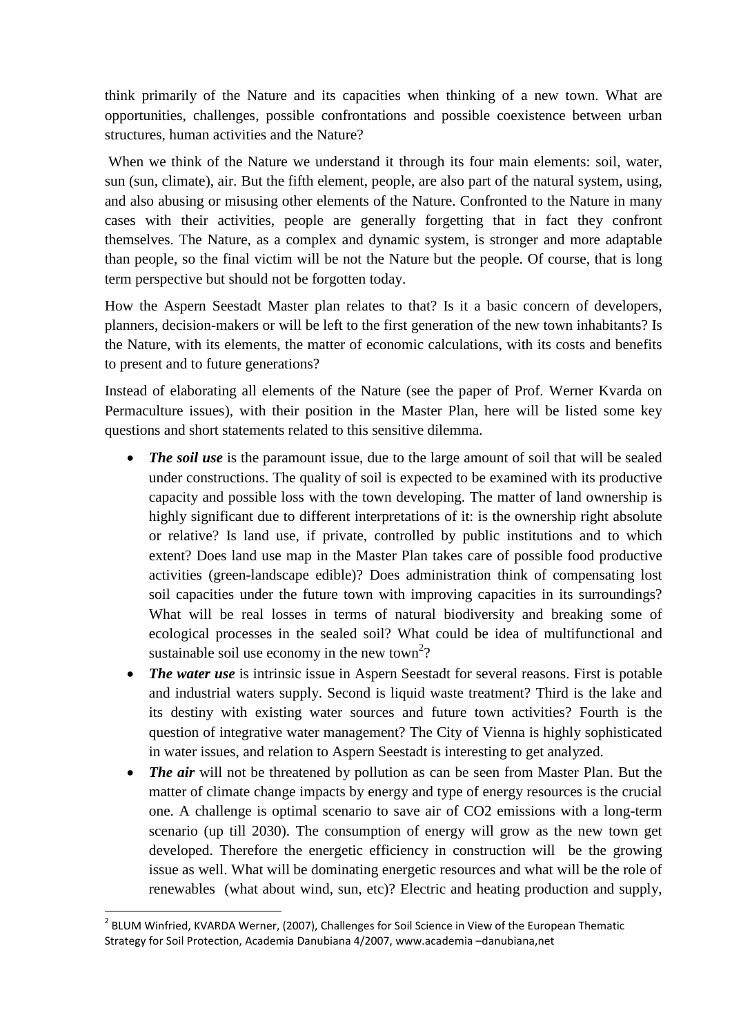think primarily of the Nature and its capacities when thinking of a new town. What are opportunities, challenges, possible confrontations and possible coexistence between urban structures, human activities and the Nature?

When we think of the Nature we understand it through its four main elements: soil, water, sun (sun, climate), air. But the fifth element, people, are also part of the natural system, using, and also abusing or misusing other elements of the Nature. Confronted to the Nature in many cases with their activities, people are generally forgetting that in fact they confront themselves. The Nature, as a complex and dynamic system, is stronger and more adaptable than people, so the final victim will be not the Nature but the people. Of course, that is long term perspective but should not be forgotten today.

How the Aspern Seestadt Master plan relates to that? Is it a basic concern of developers, planners, decision-makers or will be left to the first generation of the new town inhabitants? Is the Nature, with its elements, the matter of economic calculations, with its costs and benefits to present and to future generations?

Instead of elaborating all elements of the Nature (see the paper of Prof. Werner Kvarda on Permaculture issues), with their position in the Master Plan, here will be listed some key questions and short statements related to this sensitive dilemma.

- ***The soil use*** is the paramount issue, due to the large amount of soil that will be sealed under constructions. The quality of soil is expected to be examined with its productive capacity and possible loss with the town developing. The matter of land ownership is highly significant due to different interpretations of it: is the ownership right absolute or relative? Is land use, if private, controlled by public institutions and to which extent? Does land use map in the Master Plan takes care of possible food productive activities (green-landscape edible)? Does administration think of compensating lost soil capacities under the future town with improving capacities in its surroundings? What will be real losses in terms of natural biodiversity and breaking some of ecological processes in the sealed soil? What could be idea of multifunctional and sustainable soil use economy in the new town[2]?
- ***The water use*** is intrinsic issue in Aspern Seestadt for several reasons. First is potable and industrial waters supply. Second is liquid waste treatment? Third is the lake and its destiny with existing water sources and future town activities? Fourth is the question of integrative water management? The City of Vienna is highly sophisticated in water issues, and relation to Aspern Seestadt is interesting to get analyzed.
- ***The air*** will not be threatened by pollution as can be seen from Master Plan. But the matter of climate change impacts by energy and type of energy resources is the crucial one. A challenge is optimal scenario to save air of $CO_2$ emissions with a long-term scenario (up till 2030). The consumption of energy will grow as the new town get developed. Therefore the energetic efficiency in construction will be the growing issue as well. What will be dominating energetic resources and what will be the role of renewables (what about wind, sun, etc)? Electric and heating production and supply,

---

[2] BLUM Winfried, KVARDA Werner, (2007), Challenges for Soil Science in View of the European Thematic Strategy for Soil Protection, Academia Danubiana 4/2007, www.academia –danubiana,net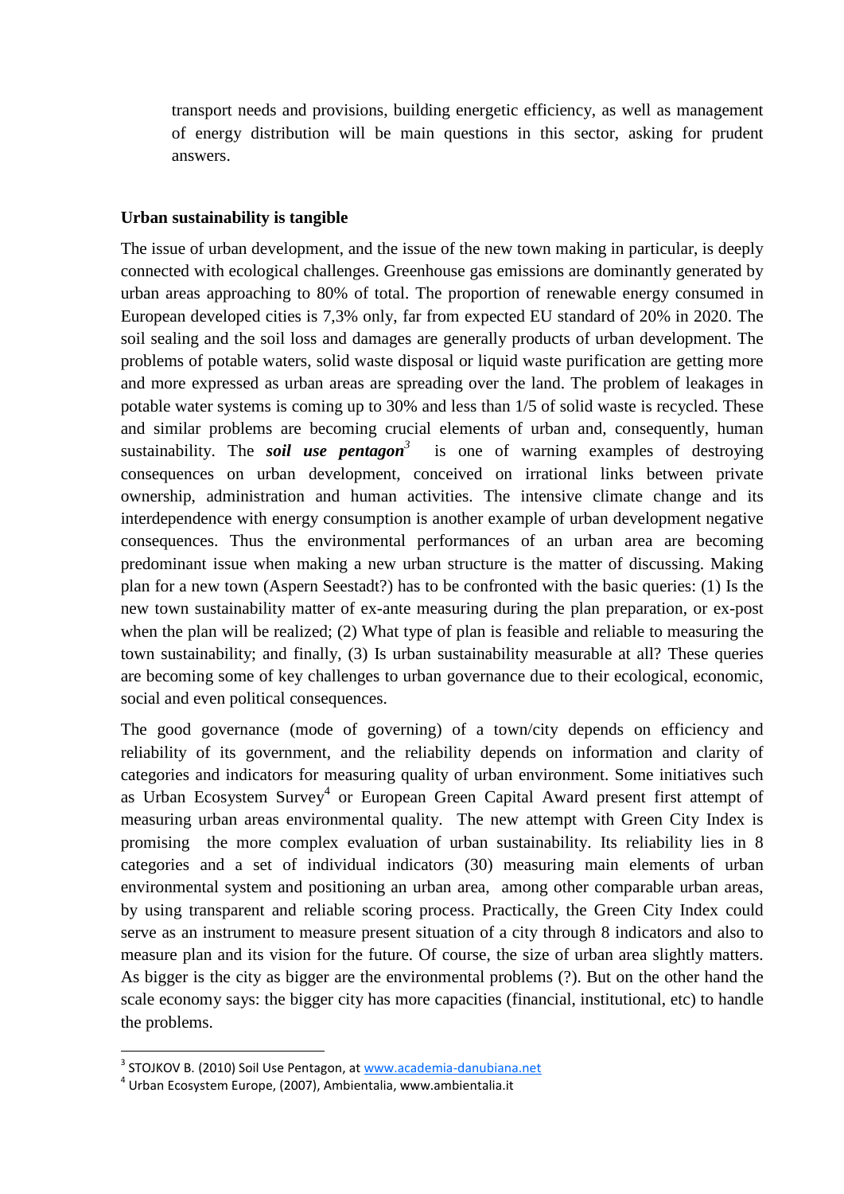transport needs and provisions, building energetic efficiency, as well as management of energy distribution will be main questions in this sector, asking for prudent answers.

**Urban sustainability is tangible**

The issue of urban development, and the issue of the new town making in particular, is deeply connected with ecological challenges. Greenhouse gas emissions are dominantly generated by urban areas approaching to 80% of total. The proportion of renewable energy consumed in European developed cities is 7,3% only, far from expected EU standard of 20% in 2020. The soil sealing and the soil loss and damages are generally products of urban development. The problems of potable waters, solid waste disposal or liquid waste purification are getting more and more expressed as urban areas are spreading over the land. The problem of leakages in potable water systems is coming up to 30% and less than 1/5 of solid waste is recycled. These and similar problems are becoming crucial elements of urban and, consequently, human sustainability. The ***soil use pentagon***[3] is one of warning examples of destroying consequences on urban development, conceived on irrational links between private ownership, administration and human activities. The intensive climate change and its interdependence with energy consumption is another example of urban development negative consequences. Thus the environmental performances of an urban area are becoming predominant issue when making a new urban structure is the matter of discussing. Making plan for a new town (Aspern Seestadt?) has to be confronted with the basic queries: (1) Is the new town sustainability matter of ex-ante measuring during the plan preparation, or ex-post when the plan will be realized; (2) What type of plan is feasible and reliable to measuring the town sustainability; and finally, (3) Is urban sustainability measurable at all? These queries are becoming some of key challenges to urban governance due to their ecological, economic, social and even political consequences.

The good governance (mode of governing) of a town/city depends on efficiency and reliability of its government, and the reliability depends on information and clarity of categories and indicators for measuring quality of urban environment. Some initiatives such as Urban Ecosystem Survey[4] or European Green Capital Award present first attempt of measuring urban areas environmental quality. The new attempt with Green City Index is promising the more complex evaluation of urban sustainability. Its reliability lies in 8 categories and a set of individual indicators (30) measuring main elements of urban environmental system and positioning an urban area, among other comparable urban areas, by using transparent and reliable scoring process. Practically, the Green City Index could serve as an instrument to measure present situation of a city through 8 indicators and also to measure plan and its vision for the future. Of course, the size of urban area slightly matters. As bigger is the city as bigger are the environmental problems (?). But on the other hand the scale economy says: the bigger city has more capacities (financial, institutional, etc) to handle the problems.

---

[3] STOJKOV B. (2010) Soil Use Pentagon, at www.academia-danubiana.net

[4] Urban Ecosystem Europe, (2007), Ambientalia, www.ambientalia.it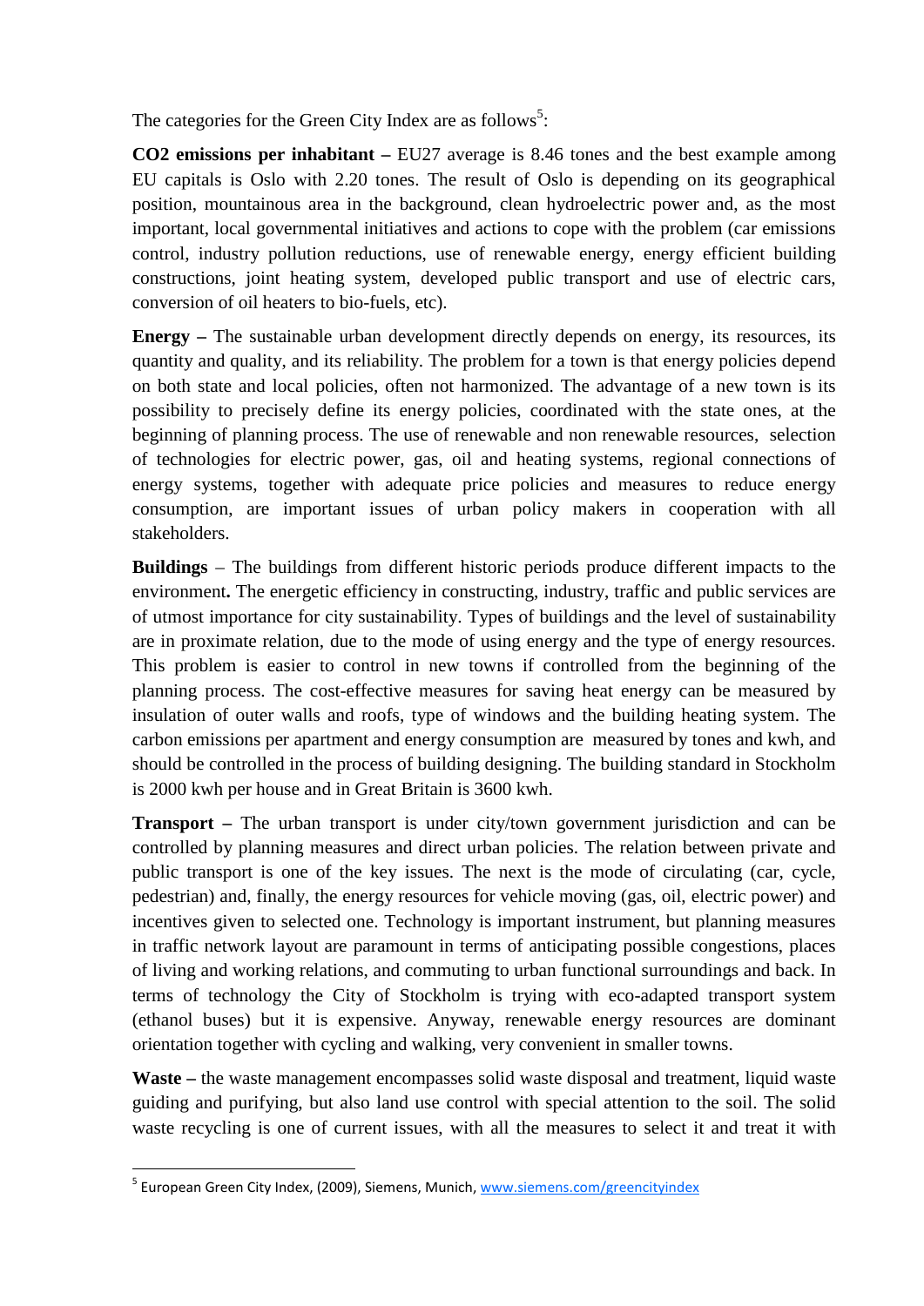The categories for the Green City Index are as follows[5]:

**CO2 emissions per inhabitant –** EU27 average is 8.46 tones and the best example among EU capitals is Oslo with 2.20 tones. The result of Oslo is depending on its geographical position, mountainous area in the background, clean hydroelectric power and, as the most important, local governmental initiatives and actions to cope with the problem (car emissions control, industry pollution reductions, use of renewable energy, energy efficient building constructions, joint heating system, developed public transport and use of electric cars, conversion of oil heaters to bio-fuels, etc).

**Energy –** The sustainable urban development directly depends on energy, its resources, its quantity and quality, and its reliability. The problem for a town is that energy policies depend on both state and local policies, often not harmonized. The advantage of a new town is its possibility to precisely define its energy policies, coordinated with the state ones, at the beginning of planning process. The use of renewable and non renewable resources, selection of technologies for electric power, gas, oil and heating systems, regional connections of energy systems, together with adequate price policies and measures to reduce energy consumption, are important issues of urban policy makers in cooperation with all stakeholders.

**Buildings** – The buildings from different historic periods produce different impacts to the environment**.** The energetic efficiency in constructing, industry, traffic and public services are of utmost importance for city sustainability. Types of buildings and the level of sustainability are in proximate relation, due to the mode of using energy and the type of energy resources. This problem is easier to control in new towns if controlled from the beginning of the planning process. The cost-effective measures for saving heat energy can be measured by insulation of outer walls and roofs, type of windows and the building heating system. The carbon emissions per apartment and energy consumption are measured by tones and kwh, and should be controlled in the process of building designing. The building standard in Stockholm is 2000 kwh per house and in Great Britain is 3600 kwh.

**Transport –** The urban transport is under city/town government jurisdiction and can be controlled by planning measures and direct urban policies. The relation between private and public transport is one of the key issues. The next is the mode of circulating (car, cycle, pedestrian) and, finally, the energy resources for vehicle moving (gas, oil, electric power) and incentives given to selected one. Technology is important instrument, but planning measures in traffic network layout are paramount in terms of anticipating possible congestions, places of living and working relations, and commuting to urban functional surroundings and back. In terms of technology the City of Stockholm is trying with eco-adapted transport system (ethanol buses) but it is expensive. Anyway, renewable energy resources are dominant orientation together with cycling and walking, very convenient in smaller towns.

**Waste –** the waste management encompasses solid waste disposal and treatment, liquid waste guiding and purifying, but also land use control with special attention to the soil. The solid waste recycling is one of current issues, with all the measures to select it and treat it with

---

[5] European Green City Index, (2009), Siemens, Munich, www.siemens.com/greencityindex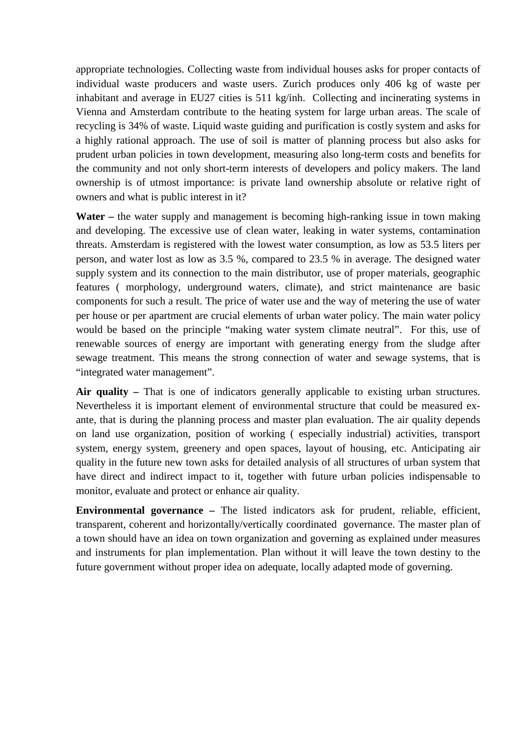appropriate technologies. Collecting waste from individual houses asks for proper contacts of individual waste producers and waste users. Zurich produces only 406 kg of waste per inhabitant and average in EU27 cities is 511 kg/inh. Collecting and incinerating systems in Vienna and Amsterdam contribute to the heating system for large urban areas. The scale of recycling is 34% of waste. Liquid waste guiding and purification is costly system and asks for a highly rational approach. The use of soil is matter of planning process but also asks for prudent urban policies in town development, measuring also long-term costs and benefits for the community and not only short-term interests of developers and policy makers. The land ownership is of utmost importance: is private land ownership absolute or relative right of owners and what is public interest in it?

**Water –** the water supply and management is becoming high-ranking issue in town making and developing. The excessive use of clean water, leaking in water systems, contamination threats. Amsterdam is registered with the lowest water consumption, as low as 53.5 liters per person, and water lost as low as 3.5 %, compared to 23.5 % in average. The designed water supply system and its connection to the main distributor, use of proper materials, geographic features ( morphology, underground waters, climate), and strict maintenance are basic components for such a result. The price of water use and the way of metering the use of water per house or per apartment are crucial elements of urban water policy. The main water policy would be based on the principle "making water system climate neutral". For this, use of renewable sources of energy are important with generating energy from the sludge after sewage treatment. This means the strong connection of water and sewage systems, that is "integrated water management".

**Air quality –** That is one of indicators generally applicable to existing urban structures. Nevertheless it is important element of environmental structure that could be measured ex-ante, that is during the planning process and master plan evaluation. The air quality depends on land use organization, position of working ( especially industrial) activities, transport system, energy system, greenery and open spaces, layout of housing, etc. Anticipating air quality in the future new town asks for detailed analysis of all structures of urban system that have direct and indirect impact to it, together with future urban policies indispensable to monitor, evaluate and protect or enhance air quality.

**Environmental governance –** The listed indicators ask for prudent, reliable, efficient, transparent, coherent and horizontally/vertically coordinated governance. The master plan of a town should have an idea on town organization and governing as explained under measures and instruments for plan implementation. Plan without it will leave the town destiny to the future government without proper idea on adequate, locally adapted mode of governing.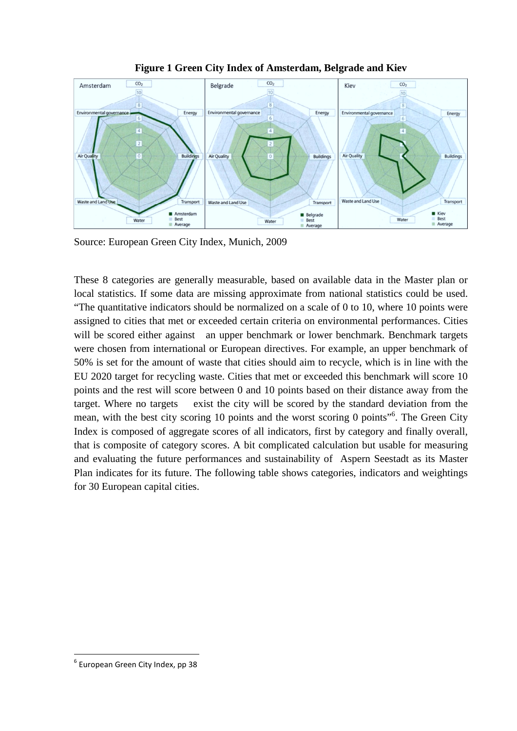**Figure 1 Green City Index of Amsterdam, Belgrade and Kiev**

Source: European Green City Index, Munich, 2009

These 8 categories are generally measurable, based on available data in the Master plan or local statistics. If some data are missing approximate from national statistics could be used. "The quantitative indicators should be normalized on a scale of 0 to 10, where 10 points were assigned to cities that met or exceeded certain criteria on environmental performances. Cities will be scored either against an upper benchmark or lower benchmark. Benchmark targets were chosen from international or European directives. For example, an upper benchmark of 50% is set for the amount of waste that cities should aim to recycle, which is in line with the EU 2020 target for recycling waste. Cities that met or exceeded this benchmark will score 10 points and the rest will score between 0 and 10 points based on their distance away from the target. Where no targets exist the city will be scored by the standard deviation from the mean, with the best city scoring 10 points and the worst scoring 0 points"[6]. The Green City Index is composed of aggregate scores of all indicators, first by category and finally overall, that is composite of category scores. A bit complicated calculation but usable for measuring and evaluating the future performances and sustainability of Aspern Seestadt as its Master Plan indicates for its future. The following table shows categories, indicators and weightings for 30 European capital cities.

[6] European Green City Index, pp 38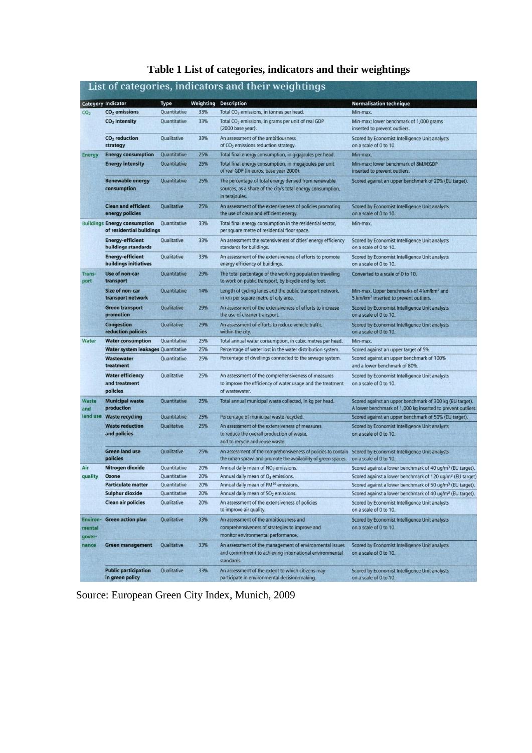**Table 1 List of categories, indicators and their weightings**

List of categories, indicators and their weightings

| Category | Indicator | Type | Weighting | Description | Normalisation technique |
|---|---|---|---|---|---|
| $CO_2$ | **$CO_2$ emissions** | Quantitative | 33% | Total $CO_2$ emissions, in tonnes per head. | Min-max. |
| | **$CO_2$ intensity** | Quantitative | 33% | Total $CO_2$ emissions, in grams per unit of real GDP (2000 base year). | Min-max; lower benchmark of 1,000 grams inserted to prevent outliers. |
| | **$CO_2$ reduction strategy** | Qualitative | 33% | An assessment of the ambitiousness of $CO_2$ emissions reduction strategy. | Scored by Economist Intelligence Unit analysts on a scale of 0 to 10. |
| Energy | **Energy consumption** | Quantitative | 25% | Total final energy consumption, in gigajoules per head. | Min-max. |
| | **Energy intensity** | Quantitative | 25% | Total final energy consumption, in megajoules per unit of real GDP (in euros, base year 2000). | Min-max; lower benchmark of 8MJ/€GDP inserted to prevent outliers. |
| | **Renewable energy consumption** | Quantitative | 25% | The percentage of total energy derived from renewable sources, as a share of the city's total energy consumption, in terajoules. | Scored against an upper benchmark of 20% (EU target). |
| | **Clean and efficient energy policies** | Qualitative | 25% | An assessment of the extensiveness of policies promoting the use of clean and efficient energy. | Scored by Economist Intelligence Unit analysts on a scale of 0 to 10. |
| Buildings | **Energy consumption of residential buildings** | Quantitative | 33% | Total final energy consumption in the residential sector, per square metre of residential floor space. | Min-max. |
| | **Energy-efficient buildings standards** | Qualitative | 33% | An assessment the extensiveness of cities' energy efficiency standards for buildings. | Scored by Economist Intelligence Unit analysts on a scale of 0 to 10. |
| | **Energy-efficient buildings initiatives** | Qualitative | 33% | An assessment of the extensiveness of efforts to promote energy efficiency of buildings. | Scored by Economist Intelligence Unit analysts on a scale of 0 to 10. |
| Transport | **Use of non-car transport** | Quantitative | 29% | The total percentage of the working population travelling to work on public transport, by bicycle and by foot. | Converted to a scale of 0 to 10. |
| | **Size of non-car transport network** | Quantitative | 14% | Length of cycling lanes and the public transport network, in km per square metre of city area. | Min-max. Upper benchmarks of 4 km/km² and 5 km/km² inserted to prevent outliers. |
| | **Green transport promotion** | Qualitative | 29% | An assessment of the extensiveness of efforts to increase the use of cleaner transport. | Scored by Economist Intelligence Unit analysts on a scale of 0 to 10. |
| | **Congestion reduction policies** | Qualitative | 29% | An assessment of efforts to reduce vehicle traffic within the city. | Scored by Economist Intelligence Unit analysts on a scale of 0 to 10. |
| Water | **Water consumption** | Quantitative | 25% | Total annual water consumption, in cubic metres per head. | Min-max. |
| | **Water system leakages** | Quantitative | 25% | Percentage of water lost in the water distribution system. | Scored against an upper target of 5%. |
| | **Wastewater treatment** | Quantitative | 25% | Percentage of dwellings connected to the sewage system. | Scored against an upper benchmark of 100% and a lower benchmark of 80%. |
| | **Water efficiency and treatment policies** | Qualitative | 25% | An assessment of the comprehensiveness of measures to improve the efficiency of water usage and the treatment of wastewater. | Scored by Economist Intelligence Unit analysts on a scale of 0 to 10. |
| Waste and land use | **Municipal waste production** | Quantitative | 25% | Total annual municipal waste collected, in kg per head. | Scored against an upper benchmark of 300 kg (EU target). A lower benchmark of 1,000 kg inserted to prevent outliers. |
| | **Waste recycling** | Quantitative | 25% | Percentage of municipal waste recycled. | Scored against an upper benchmark of 50% (EU target). |
| | **Waste reduction and policies** | Qualitative | 25% | An assessment of the extensiveness of measures to reduce the overall production of waste, and to recycle and reuse waste. | Scored by Economist Intelligence Unit analysts on a scale of 0 to 10. |
| | **Green land use policies** | Qualitative | 25% | An assessment of the comprehensiveness of policies to contain the urban sprawl and promote the availability of green spaces. | Scored by Economist Intelligence Unit analysts on a scale of 0 to 10. |
| Air quality | **Nitrogen dioxide** | Quantitative | 20% | Annual daily mean of $NO_2$ emissions. | Scored against a lower benchmark of 40 ug/m³ (EU target). |
| | **Ozone** | Quantitative | 20% | Annual daily mean of $O_3$ emissions. | Scored against a lower benchmark of 120 ug/m³ (EU target) |
| | **Particulate matter** | Quantitative | 20% | Annual daily mean of $PM^{10}$ emissions. | Scored against a lower benchmark of 50 ug/m³ (EU target). |
| | **Sulphur dioxide** | Quantitative | 20% | Annual daily mean of $SO_2$ emissions. | Scored against a lower benchmark of 40 ug/m³ (EU target). |
| | **Clean air policies** | Qualitative | 20% | An assessment of the extensiveness of policies to improve air quality. | Scored by Economist Intelligence Unit analysts on a scale of 0 to 10. |
| Environmental governance | **Green action plan** | Qualitative | 33% | An assessment of the ambitiousness and comprehensiveness of strategies to improve and monitor environmental performance. | Scored by Economist Intelligence Unit analysts on a scale of 0 to 10. |
| | **Green management** | Qualitative | 33% | An assessment of the management of environmental issues and commitment to achieving international environmental standards. | Scored by Economist Intelligence Unit analysts on a scale of 0 to 10. |
| | **Public participation in green policy** | Qualitative | 33% | An assessment of the extent to which citizens may participate in environmental decision-making. | Scored by Economist Intelligence Unit analysts on a scale of 0 to 10. |

Source: European Green City Index, Munich, 2009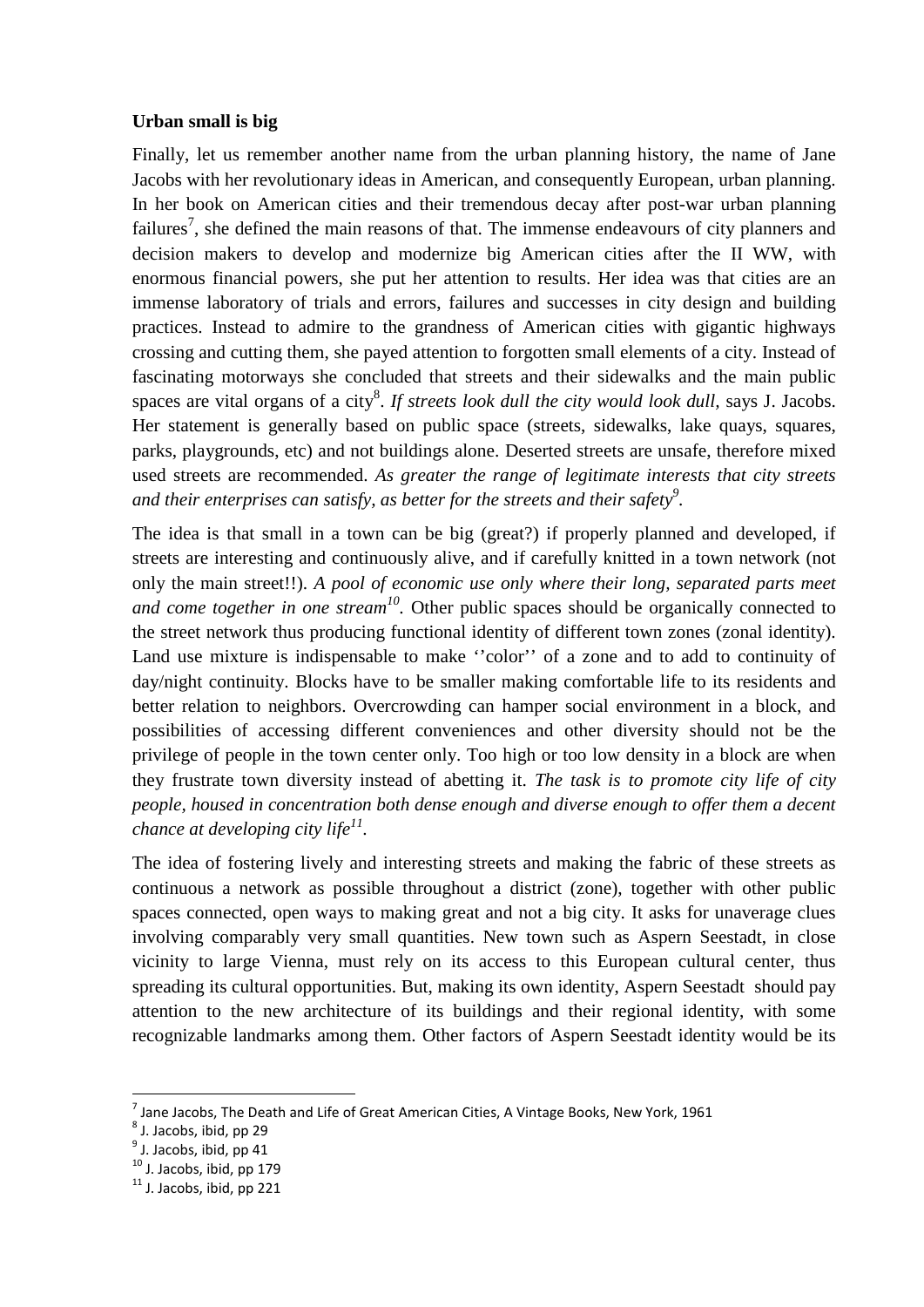**Urban small is big**

Finally, let us remember another name from the urban planning history, the name of Jane Jacobs with her revolutionary ideas in American, and consequently European, urban planning. In her book on American cities and their tremendous decay after post-war urban planning failures[7], she defined the main reasons of that. The immense endeavours of city planners and decision makers to develop and modernize big American cities after the II WW, with enormous financial powers, she put her attention to results. Her idea was that cities are an immense laboratory of trials and errors, failures and successes in city design and building practices. Instead to admire to the grandness of American cities with gigantic highways crossing and cutting them, she payed attention to forgotten small elements of a city. Instead of fascinating motorways she concluded that streets and their sidewalks and the main public spaces are vital organs of a city[8]. *If streets look dull the city would look dull,* says J. Jacobs. Her statement is generally based on public space (streets, sidewalks, lake quays, squares, parks, playgrounds, etc) and not buildings alone. Deserted streets are unsafe, therefore mixed used streets are recommended. *As greater the range of legitimate interests that city streets and their enterprises can satisfy, as better for the streets and their safety*[9].

The idea is that small in a town can be big (great?) if properly planned and developed, if streets are interesting and continuously alive, and if carefully knitted in a town network (not only the main street!!). *A pool of economic use only where their long, separated parts meet and come together in one stream*[10]. Other public spaces should be organically connected to the street network thus producing functional identity of different town zones (zonal identity). Land use mixture is indispensable to make ''color'' of a zone and to add to continuity of day/night continuity. Blocks have to be smaller making comfortable life to its residents and better relation to neighbors. Overcrowding can hamper social environment in a block, and possibilities of accessing different conveniences and other diversity should not be the privilege of people in the town center only. Too high or too low density in a block are when they frustrate town diversity instead of abetting it. *The task is to promote city life of city people, housed in concentration both dense enough and diverse enough to offer them a decent chance at developing city life*[11].

The idea of fostering lively and interesting streets and making the fabric of these streets as continuous a network as possible throughout a district (zone), together with other public spaces connected, open ways to making great and not a big city. It asks for unaverage clues involving comparably very small quantities. New town such as Aspern Seestadt, in close vicinity to large Vienna, must rely on its access to this European cultural center, thus spreading its cultural opportunities. But, making its own identity, Aspern Seestadt should pay attention to the new architecture of its buildings and their regional identity, with some recognizable landmarks among them. Other factors of Aspern Seestadt identity would be its

---

[7] Jane Jacobs, The Death and Life of Great American Cities, A Vintage Books, New York, 1961

[8] J. Jacobs, ibid, pp 29

[9] J. Jacobs, ibid, pp 41

[10] J. Jacobs, ibid, pp 179

[11] J. Jacobs, ibid, pp 221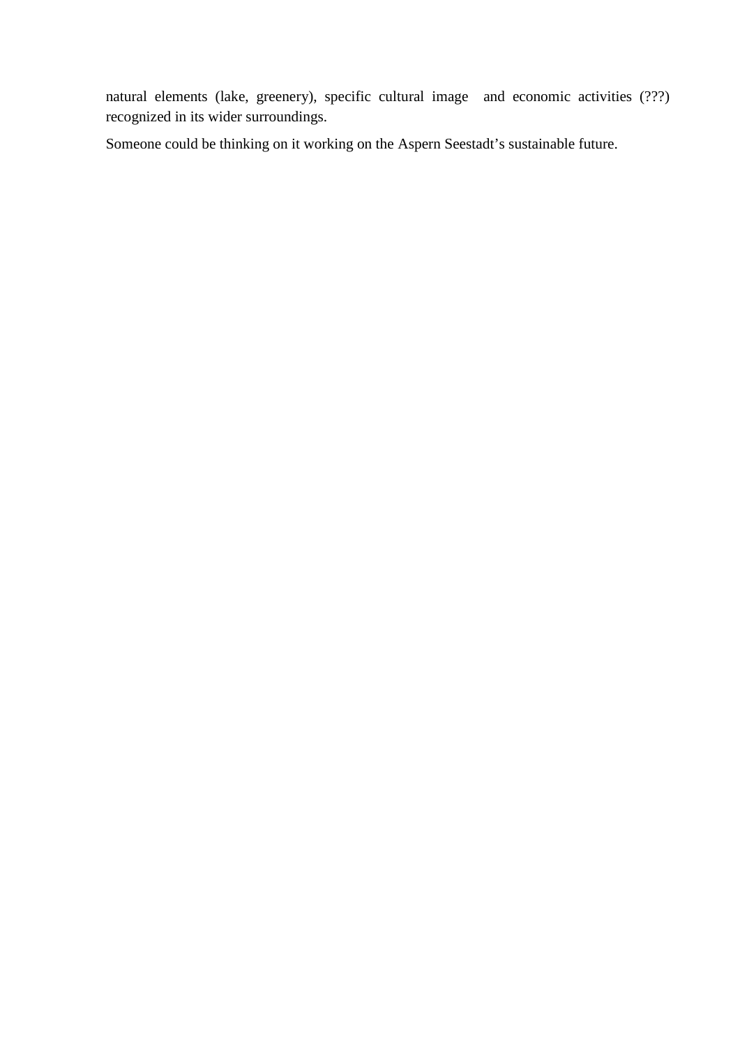natural elements (lake, greenery), specific cultural image and economic activities (???) recognized in its wider surroundings.

Someone could be thinking on it working on the Aspern Seestadt's sustainable future.